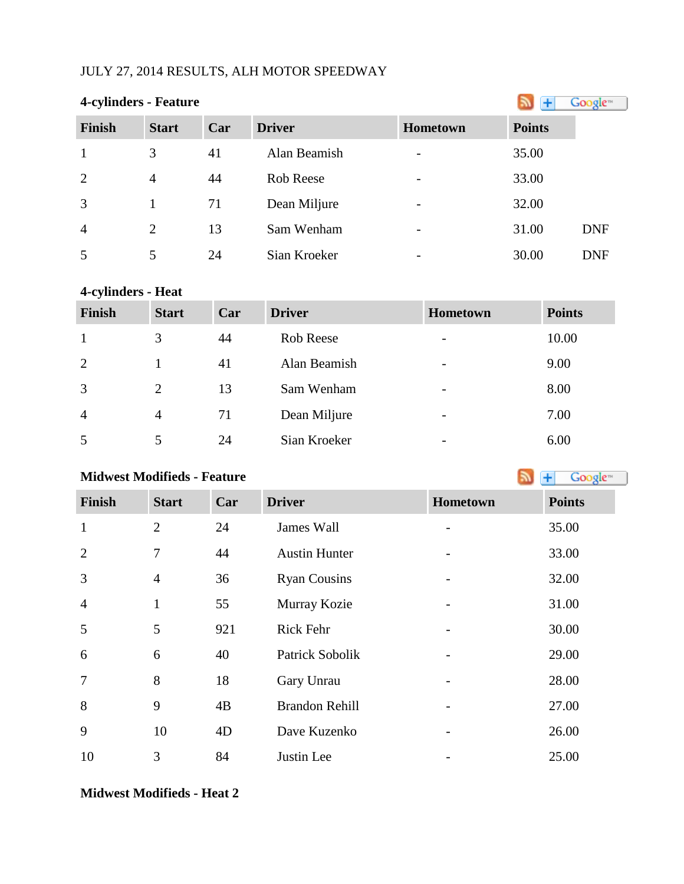JULY 27, 2014 RESULTS, ALH MOTOR SPEEDWAY

**4-cylinders - Feature**

| Finish | Start | Car | Driver | Hometown | Points | |
|---|---|---|---|---|---|---|
| 1 | 3 | 41 | Alan Beamish | - | 35.00 | |
| 2 | 4 | 44 | Rob Reese | - | 33.00 | |
| 3 | 1 | 71 | Dean Miljure | - | 32.00 | |
| 4 | 2 | 13 | Sam Wenham | - | 31.00 | DNF |
| 5 | 5 | 24 | Sian Kroeker | - | 30.00 | DNF |

**4-cylinders - Heat**

| Finish | Start | Car | Driver | Hometown | Points |
|---|---|---|---|---|---|
| 1 | 3 | 44 | Rob Reese | - | 10.00 |
| 2 | 1 | 41 | Alan Beamish | - | 9.00 |
| 3 | 2 | 13 | Sam Wenham | - | 8.00 |
| 4 | 4 | 71 | Dean Miljure | - | 7.00 |
| 5 | 5 | 24 | Sian Kroeker | - | 6.00 |

**Midwest Modifieds - Feature**

| Finish | Start | Car | Driver | Hometown | Points |
|---|---|---|---|---|---|
| 1 | 2 | 24 | James Wall | - | 35.00 |
| 2 | 7 | 44 | Austin Hunter | - | 33.00 |
| 3 | 4 | 36 | Ryan Cousins | - | 32.00 |
| 4 | 1 | 55 | Murray Kozie | - | 31.00 |
| 5 | 5 | 921 | Rick Fehr | - | 30.00 |
| 6 | 6 | 40 | Patrick Sobolik | - | 29.00 |
| 7 | 8 | 18 | Gary Unrau | - | 28.00 |
| 8 | 9 | 4B | Brandon Rehill | - | 27.00 |
| 9 | 10 | 4D | Dave Kuzenko | - | 26.00 |
| 10 | 3 | 84 | Justin Lee | - | 25.00 |

**Midwest Modifieds - Heat 2**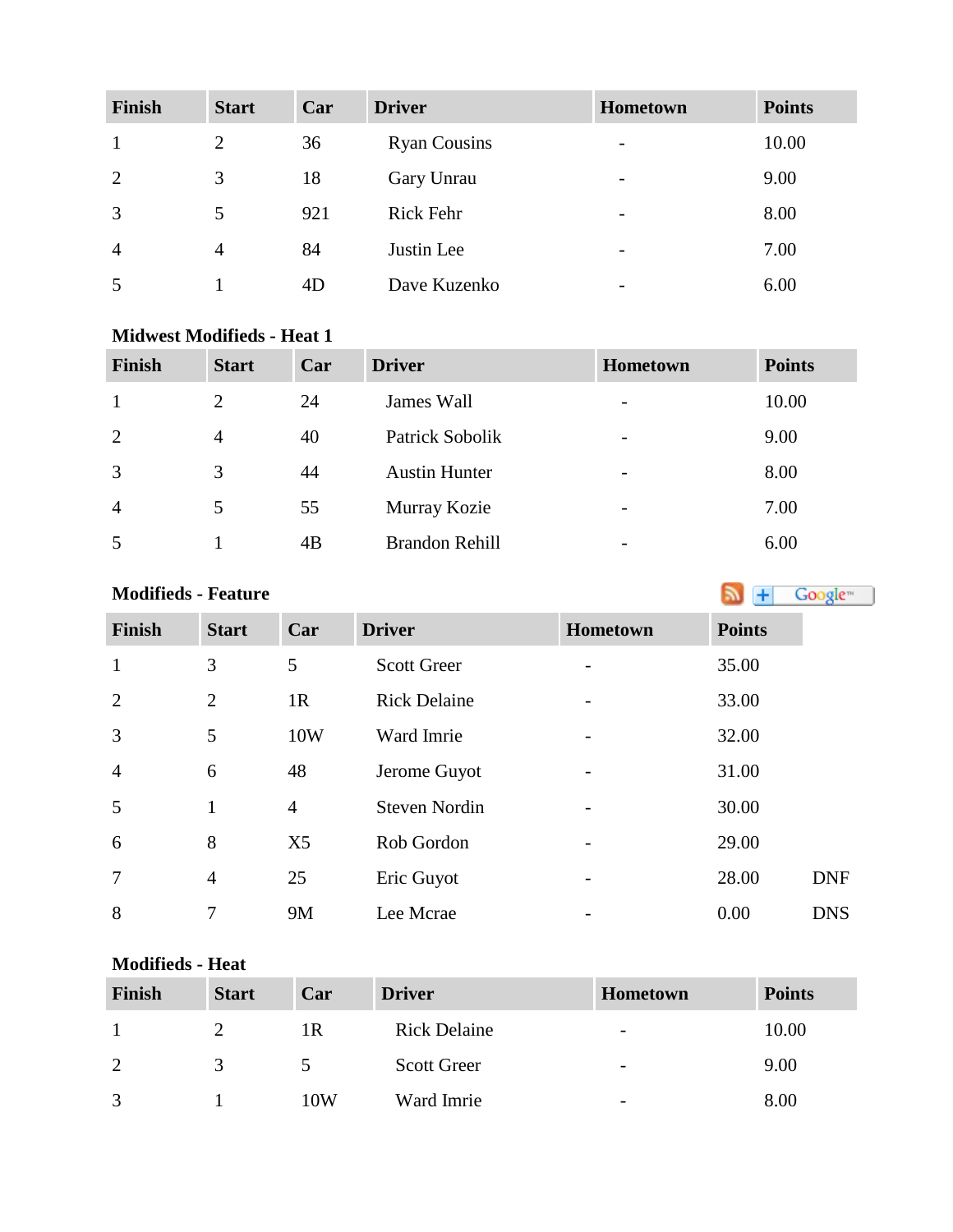| Finish | Start | Car | Driver | Hometown | Points |
|---|---|---|---|---|---|
| 1 | 2 | 36 | Ryan Cousins | - | 10.00 |
| 2 | 3 | 18 | Gary Unrau | - | 9.00 |
| 3 | 5 | 921 | Rick Fehr | - | 8.00 |
| 4 | 4 | 84 | Justin Lee | - | 7.00 |
| 5 | 1 | 4D | Dave Kuzenko | - | 6.00 |

**Midwest Modifieds - Heat 1**

| Finish | Start | Car | Driver | Hometown | Points |
|---|---|---|---|---|---|
| 1 | 2 | 24 | James Wall | - | 10.00 |
| 2 | 4 | 40 | Patrick Sobolik | - | 9.00 |
| 3 | 3 | 44 | Austin Hunter | - | 8.00 |
| 4 | 5 | 55 | Murray Kozie | - | 7.00 |
| 5 | 1 | 4B | Brandon Rehill | - | 6.00 |

**Modifieds - Feature**

| Finish | Start | Car | Driver | Hometown | Points | |
|---|---|---|---|---|---|---|
| 1 | 3 | 5 | Scott Greer | - | 35.00 | |
| 2 | 2 | 1R | Rick Delaine | - | 33.00 | |
| 3 | 5 | 10W | Ward Imrie | - | 32.00 | |
| 4 | 6 | 48 | Jerome Guyot | - | 31.00 | |
| 5 | 1 | 4 | Steven Nordin | - | 30.00 | |
| 6 | 8 | X5 | Rob Gordon | - | 29.00 | |
| 7 | 4 | 25 | Eric Guyot | - | 28.00 | DNF |
| 8 | 7 | 9M | Lee Mcrae | - | 0.00 | DNS |

**Modifieds - Heat**

| Finish | Start | Car | Driver | Hometown | Points |
|---|---|---|---|---|---|
| 1 | 2 | 1R | Rick Delaine | - | 10.00 |
| 2 | 3 | 5 | Scott Greer | - | 9.00 |
| 3 | 1 | 10W | Ward Imrie | - | 8.00 |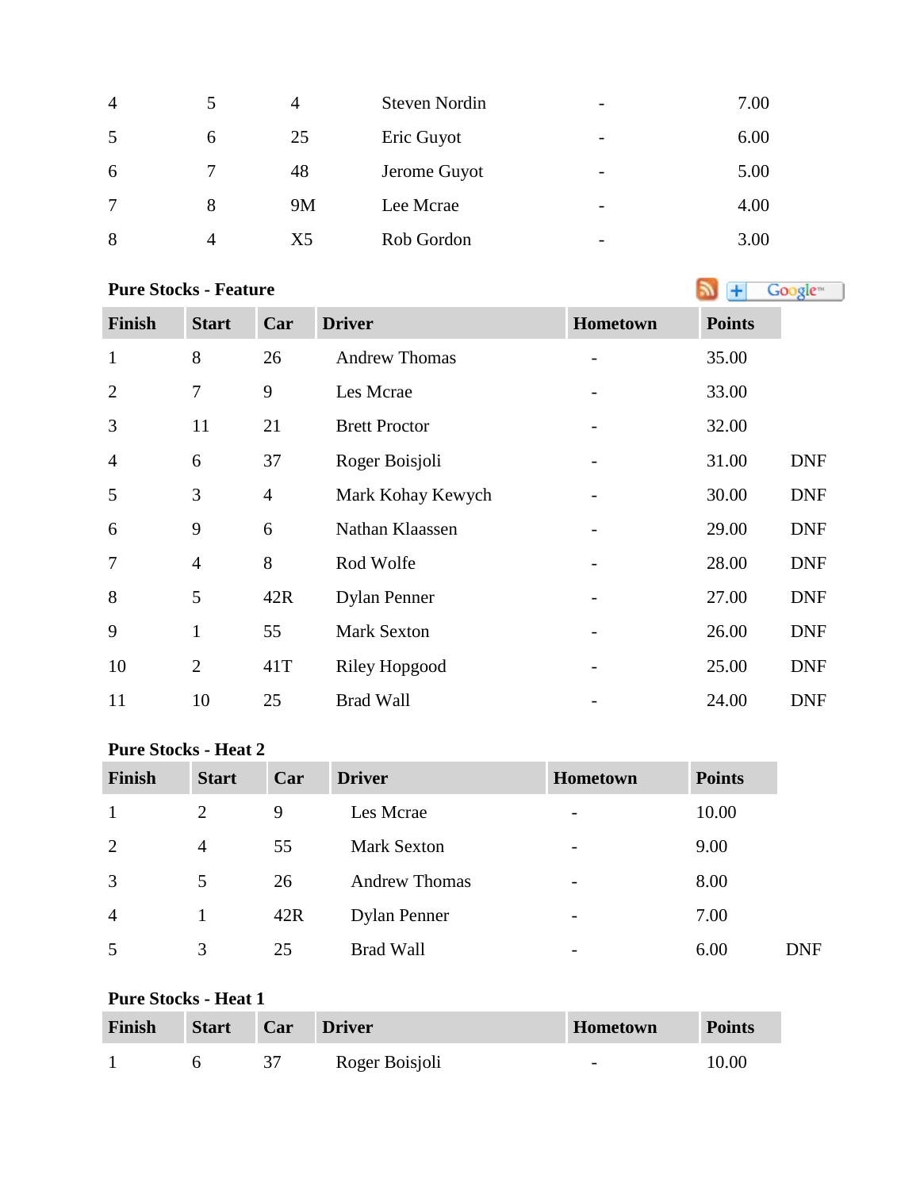| | | | | | |
|---|---|---|---|---|---|
| 4 | 5 | 4 | Steven Nordin | - | 7.00 |
| 5 | 6 | 25 | Eric Guyot | - | 6.00 |
| 6 | 7 | 48 | Jerome Guyot | - | 5.00 |
| 7 | 8 | 9M | Lee Mcrae | - | 4.00 |
| 8 | 4 | X5 | Rob Gordon | - | 3.00 |

**Pure Stocks - Feature**

| Finish | Start | Car | Driver | Hometown | Points | |
|---|---|---|---|---|---|---|
| 1 | 8 | 26 | Andrew Thomas | - | 35.00 | |
| 2 | 7 | 9 | Les Mcrae | - | 33.00 | |
| 3 | 11 | 21 | Brett Proctor | - | 32.00 | |
| 4 | 6 | 37 | Roger Boisjoli | - | 31.00 | DNF |
| 5 | 3 | 4 | Mark Kohay Kewych | - | 30.00 | DNF |
| 6 | 9 | 6 | Nathan Klaassen | - | 29.00 | DNF |
| 7 | 4 | 8 | Rod Wolfe | - | 28.00 | DNF |
| 8 | 5 | 42R | Dylan Penner | - | 27.00 | DNF |
| 9 | 1 | 55 | Mark Sexton | - | 26.00 | DNF |
| 10 | 2 | 41T | Riley Hopgood | - | 25.00 | DNF |
| 11 | 10 | 25 | Brad Wall | - | 24.00 | DNF |

**Pure Stocks - Heat 2**

| Finish | Start | Car | Driver | Hometown | Points | |
|---|---|---|---|---|---|---|
| 1 | 2 | 9 | Les Mcrae | - | 10.00 | |
| 2 | 4 | 55 | Mark Sexton | - | 9.00 | |
| 3 | 5 | 26 | Andrew Thomas | - | 8.00 | |
| 4 | 1 | 42R | Dylan Penner | - | 7.00 | |
| 5 | 3 | 25 | Brad Wall | - | 6.00 | DNF |

**Pure Stocks - Heat 1**

| Finish | Start | Car | Driver | Hometown | Points |
|---|---|---|---|---|---|
| 1 | 6 | 37 | Roger Boisjoli | - | 10.00 |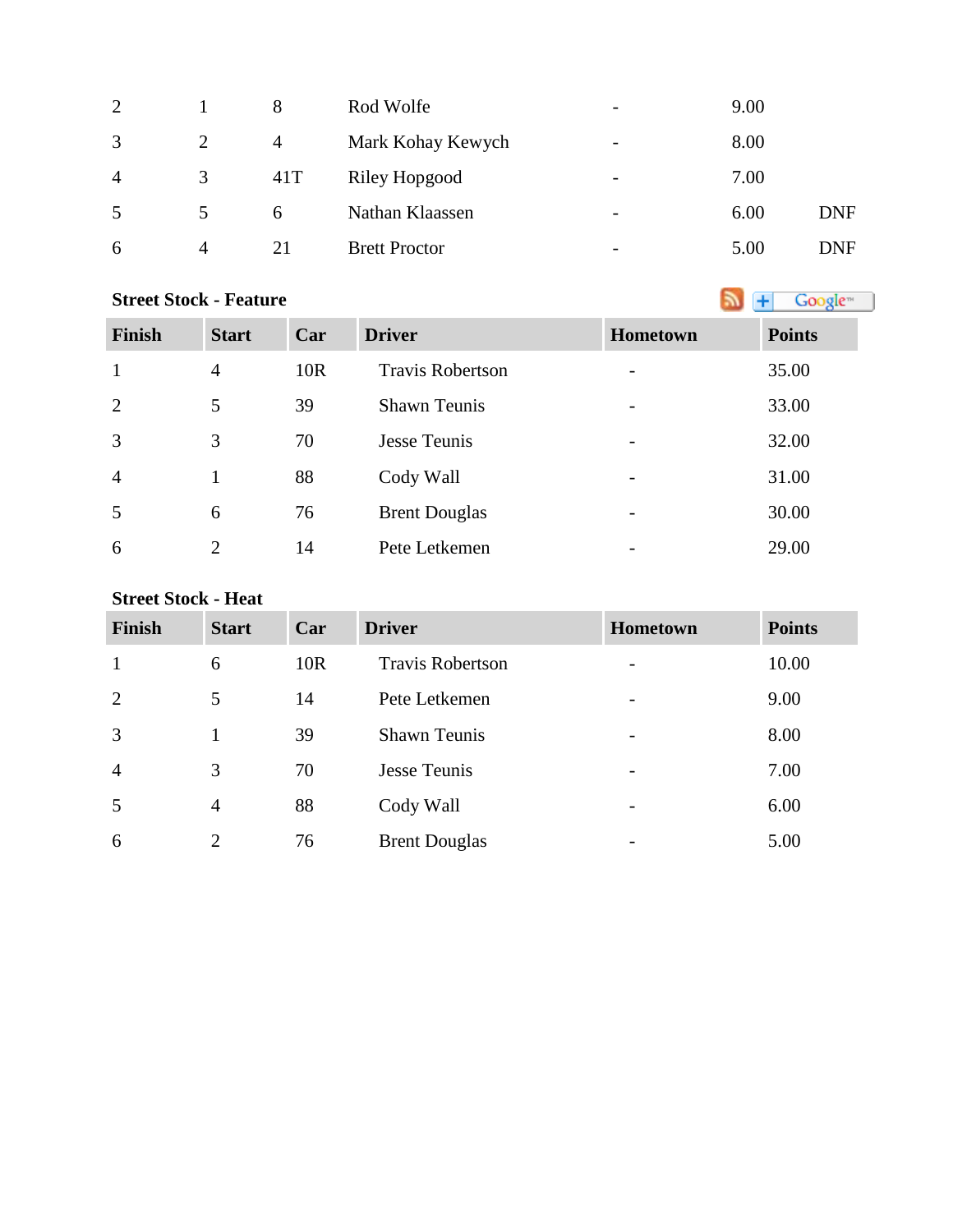| | | | | | | |
|---|---|---|---|---|---|---|
| 2 | 1 | 8 | Rod Wolfe | - | 9.00 | |
| 3 | 2 | 4 | Mark Kohay Kewych | - | 8.00 | |
| 4 | 3 | 41T | Riley Hopgood | - | 7.00 | |
| 5 | 5 | 6 | Nathan Klaassen | - | 6.00 | DNF |
| 6 | 4 | 21 | Brett Proctor | - | 5.00 | DNF |

**Street Stock - Feature**

| Finish | Start | Car | Driver | Hometown | Points |
|---|---|---|---|---|---|
| 1 | 4 | 10R | Travis Robertson | - | 35.00 |
| 2 | 5 | 39 | Shawn Teunis | - | 33.00 |
| 3 | 3 | 70 | Jesse Teunis | - | 32.00 |
| 4 | 1 | 88 | Cody Wall | - | 31.00 |
| 5 | 6 | 76 | Brent Douglas | - | 30.00 |
| 6 | 2 | 14 | Pete Letkemen | - | 29.00 |

**Street Stock - Heat**

| Finish | Start | Car | Driver | Hometown | Points |
|---|---|---|---|---|---|
| 1 | 6 | 10R | Travis Robertson | - | 10.00 |
| 2 | 5 | 14 | Pete Letkemen | - | 9.00 |
| 3 | 1 | 39 | Shawn Teunis | - | 8.00 |
| 4 | 3 | 70 | Jesse Teunis | - | 7.00 |
| 5 | 4 | 88 | Cody Wall | - | 6.00 |
| 6 | 2 | 76 | Brent Douglas | - | 5.00 |